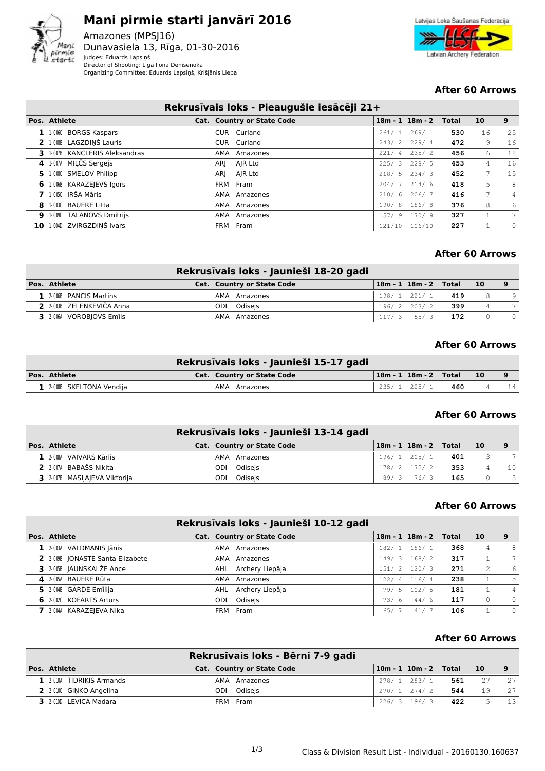# Mani pirmie starti janvārī 2016

Amazones (MPSJ16)
Dunavasiela 13, Rīga, 01-30-2016
Judges: Eduards Lapsiņš
Director of Shooting: Līga Ilona Deņisenoka
Organizing Committee: Eduards Lapsiņš, Krišjānis Liepa

Latvijas Loka Šaušanas Federācija
Latvian Archery Federation

### After 60 Arrows

| Rekrusīvais loks - Pieaugušie iesācēji 21+ | | | | | | | | |
|---|---|---|---|---|---|---|---|---|
| **Pos.** | **Athlete** | **Cat.** | **Country or State Code** | **18m - 1** | **18m - 2** | **Total** | **10** | **9** |
| 1 | 1-006C BORGS Kaspars | | CUR Curland | 261/ 1 | 269/ 1 | 530 | 16 | 25 |
| 2 | 1-008B LAGZDIŅŠ Lauris | | CUR Curland | 243/ 2 | 229/ 4 | 472 | 9 | 16 |
| 3 | 1-007B KANCLERIS Aleksandras | | AMA Amazones | 221/ 4 | 235/ 2 | 456 | 6 | 18 |
| 4 | 1-007A MIĻČS Sergejs | | ARJ AJR Ltd | 225/ 3 | 228/ 5 | 453 | 4 | 16 |
| 5 | 1-008C SMELOV Philipp | | ARJ AJR Ltd | 218/ 5 | 234/ 3 | 452 | 7 | 15 |
| 6 | 1-006B KARAZEJEVS Igors | | FRM Fram | 204/ 7 | 214/ 6 | 418 | 5 | 8 |
| 7 | 1-005C IRŠA Māris | | AMA Amazones | 210/ 6 | 206/ 7 | 416 | 7 | 4 |
| 8 | 1-003C BAUERE Litta | | AMA Amazones | 190/ 8 | 186/ 8 | 376 | 8 | 6 |
| 9 | 1-009C TALANOVS Dmitrijs | | AMA Amazones | 157/ 9 | 170/ 9 | 327 | 1 | 7 |
| 10 | 1-004D ZVIRGZDIŅŠ Ivars | | FRM Fram | 121/10 | 106/10 | 227 | 1 | 0 |

### After 60 Arrows

| Rekrusīvais loks - Jaunieši 18-20 gadi | | | | | | | | |
|---|---|---|---|---|---|---|---|---|
| **Pos.** | **Athlete** | **Cat.** | **Country or State Code** | **18m - 1** | **18m - 2** | **Total** | **10** | **9** |
| 1 | 2-006B PANCIS Martins | | AMA Amazones | 198/ 1 | 221/ 1 | 419 | 8 | 9 |
| 2 | 2-003B ZEĻENKEVIČA Anna | | ODI Odisejs | 196/ 2 | 203/ 2 | 399 | 4 | 7 |
| 3 | 2-006A VOROBJOVS Emīls | | AMA Amazones | 117/ 3 | 55/ 3 | 172 | 0 | 0 |

### After 60 Arrows

| Rekrusīvais loks - Jaunieši 15-17 gadi | | | | | | | | |
|---|---|---|---|---|---|---|---|---|
| **Pos.** | **Athlete** | **Cat.** | **Country or State Code** | **18m - 1** | **18m - 2** | **Total** | **10** | **9** |
| 1 | 2-008B SKELTONA Vendija | | AMA Amazones | 235/ 1 | 225/ 1 | 460 | 4 | 14 |

### After 60 Arrows

| Rekrusīvais loks - Jaunieši 13-14 gadi | | | | | | | | |
|---|---|---|---|---|---|---|---|---|
| **Pos.** | **Athlete** | **Cat.** | **Country or State Code** | **18m - 1** | **18m - 2** | **Total** | **10** | **9** |
| 1 | 2-008A VAIVARS Kārlis | | AMA Amazones | 196/ 1 | 205/ 1 | 401 | 3 | 7 |
| 2 | 2-007A BABAŠS Nikita | | ODI Odisejs | 178/ 2 | 175/ 2 | 353 | 4 | 10 |
| 3 | 2-007B MASĻAJEVA Viktorija | | ODI Odisejs | 89/ 3 | 76/ 3 | 165 | 0 | 3 |

### After 60 Arrows

| Rekrusīvais loks - Jaunieši 10-12 gadi | | | | | | | | |
|---|---|---|---|---|---|---|---|---|
| **Pos.** | **Athlete** | **Cat.** | **Country or State Code** | **18m - 1** | **18m - 2** | **Total** | **10** | **9** |
| 1 | 2-003A VALDMANIS Jānis | | AMA Amazones | 182/ 1 | 186/ 1 | 368 | 4 | 8 |
| 2 | 2-009B JONASTE Santa Elizabete | | AMA Amazones | 149/ 3 | 168/ 2 | 317 | 1 | 7 |
| 3 | 2-005B JAUNSKALŽE Ance | | AHL Archery Liepāja | 151/ 2 | 120/ 3 | 271 | 2 | 6 |
| 4 | 2-005A BAUERE Rūta | | AMA Amazones | 122/ 4 | 116/ 4 | 238 | 1 | 5 |
| 5 | 2-004B GĀRDE Emīlija | | AHL Archery Liepāja | 79/ 5 | 102/ 5 | 181 | 1 | 4 |
| 6 | 2-002C KOFARTS Arturs | | ODI Odisejs | 73/ 6 | 44/ 6 | 117 | 0 | 0 |
| 7 | 2-004A KARAZEJEVA Nika | | FRM Fram | 65/ 7 | 41/ 7 | 106 | 1 | 0 |

### After 60 Arrows

| Rekrusīvais loks - Bērni 7-9 gadi | | | | | | | | |
|---|---|---|---|---|---|---|---|---|
| **Pos.** | **Athlete** | **Cat.** | **Country or State Code** | **10m - 1** | **10m - 2** | **Total** | **10** | **9** |
| 1 | 2-010A TIDRIĶIS Armands | | AMA Amazones | 278/ 1 | 283/ 1 | 561 | 27 | 27 |
| 2 | 2-010C GIŅKO Angelina | | ODI Odisejs | 270/ 2 | 274/ 2 | 544 | 19 | 27 |
| 3 | 2-010D LEVICA Madara | | FRM Fram | 226/ 3 | 196/ 3 | 422 | 5 | 13 |

Class & Division Result List - Individual - 20160130.160637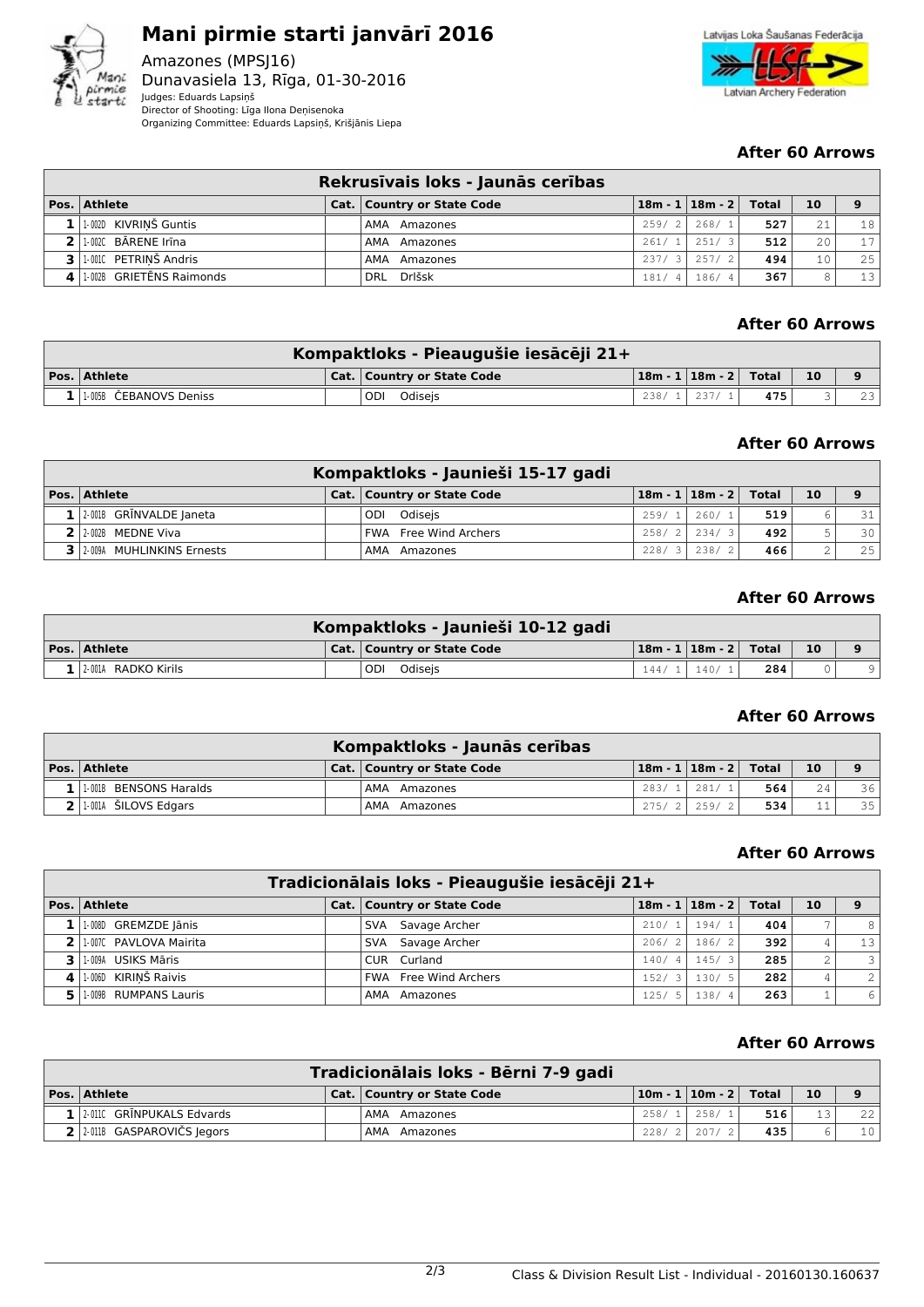# Mani pirmie starti janvārī 2016

Amazones (MPSJ16)
Dunavasiela 13, Rīga, 01-30-2016
Judges: Eduards Lapsiņš
Director of Shooting: Līga Ilona Deņisenoka
Organizing Committee: Eduards Lapsiņš, Krišjānis Liepa

Latvijas Loka Šaušanas Federācija
Latvian Archery Federation

### After 60 Arrows

| Rekrusīvais loks - Jaunās cerības | | | | | | | | |
|---|---|---|---|---|---|---|---|---|
| **Pos.** | **Athlete** | **Cat.** | **Country or State Code** | **18m - 1** | **18m - 2** | **Total** | **10** | **9** |
| 1 | 1-002D KIVRIŅŠ Guntis | | AMA Amazones | 259/ 2 | 268/ 1 | 527 | 21 | 18 |
| 2 | 1-002C BĀRENE Irīna | | AMA Amazones | 261/ 1 | 251/ 3 | 512 | 20 | 17 |
| 3 | 1-001C PETRIŅŠ Andris | | AMA Amazones | 237/ 3 | 257/ 2 | 494 | 10 | 25 |
| 4 | 1-002B GRIETĒNS Raimonds | | DRL Drlšsk | 181/ 4 | 186/ 4 | 367 | 8 | 13 |

### After 60 Arrows

| Kompaktloks - Pieaugušie iesācēji 21+ | | | | | | | | |
|---|---|---|---|---|---|---|---|---|
| **Pos.** | **Athlete** | **Cat.** | **Country or State Code** | **18m - 1** | **18m - 2** | **Total** | **10** | **9** |
| 1 | 1-005B ČEBANOVS Deniss | | ODI Odisejs | 238/ 1 | 237/ 1 | 475 | 3 | 23 |

### After 60 Arrows

| Kompaktloks - Jaunieši 15-17 gadi | | | | | | | | |
|---|---|---|---|---|---|---|---|---|
| **Pos.** | **Athlete** | **Cat.** | **Country or State Code** | **18m - 1** | **18m - 2** | **Total** | **10** | **9** |
| 1 | 2-001B GRĪNVALDE Janeta | | ODI Odisejs | 259/ 1 | 260/ 1 | 519 | 6 | 31 |
| 2 | 2-002B MEDNE Viva | | FWA Free Wind Archers | 258/ 2 | 234/ 3 | 492 | 5 | 30 |
| 3 | 2-009A MUHLINKINS Ernests | | AMA Amazones | 228/ 3 | 238/ 2 | 466 | 2 | 25 |

### After 60 Arrows

| Kompaktloks - Jaunieši 10-12 gadi | | | | | | | | |
|---|---|---|---|---|---|---|---|---|
| **Pos.** | **Athlete** | **Cat.** | **Country or State Code** | **18m - 1** | **18m - 2** | **Total** | **10** | **9** |
| 1 | 2-001A RADKO Kirils | | ODI Odisejs | 144/ 1 | 140/ 1 | 284 | 0 | 9 |

### After 60 Arrows

| Kompaktloks - Jaunās cerības | | | | | | | | |
|---|---|---|---|---|---|---|---|---|
| **Pos.** | **Athlete** | **Cat.** | **Country or State Code** | **18m - 1** | **18m - 2** | **Total** | **10** | **9** |
| 1 | 1-001B BENSONS Haralds | | AMA Amazones | 283/ 1 | 281/ 1 | 564 | 24 | 36 |
| 2 | 1-001A ŠILOVS Edgars | | AMA Amazones | 275/ 2 | 259/ 2 | 534 | 11 | 35 |

### After 60 Arrows

| Tradicionālais loks - Pieaugušie iesācēji 21+ | | | | | | | | |
|---|---|---|---|---|---|---|---|---|
| **Pos.** | **Athlete** | **Cat.** | **Country or State Code** | **18m - 1** | **18m - 2** | **Total** | **10** | **9** |
| 1 | 1-008D GREMZDE Jānis | | SVA Savage Archer | 210/ 1 | 194/ 1 | 404 | 7 | 8 |
| 2 | 1-007C PAVLOVA Mairita | | SVA Savage Archer | 206/ 2 | 186/ 2 | 392 | 4 | 13 |
| 3 | 1-009A USIKS Māris | | CUR Curland | 140/ 4 | 145/ 3 | 285 | 2 | 3 |
| 4 | 1-006D KIRIŅŠ Raivis | | FWA Free Wind Archers | 152/ 3 | 130/ 5 | 282 | 4 | 2 |
| 5 | 1-009B RUMPANS Lauris | | AMA Amazones | 125/ 5 | 138/ 4 | 263 | 1 | 6 |

### After 60 Arrows

| Tradicionālais loks - Bērni 7-9 gadi | | | | | | | | |
|---|---|---|---|---|---|---|---|---|
| **Pos.** | **Athlete** | **Cat.** | **Country or State Code** | **10m - 1** | **10m - 2** | **Total** | **10** | **9** |
| 1 | 2-011C GRĪNPUKALS Edvards | | AMA Amazones | 258/ 1 | 258/ 1 | 516 | 13 | 22 |
| 2 | 2-011B GASPAROVIČS Jegors | | AMA Amazones | 228/ 2 | 207/ 2 | 435 | 6 | 10 |

Class & Division Result List - Individual - 20160130.160637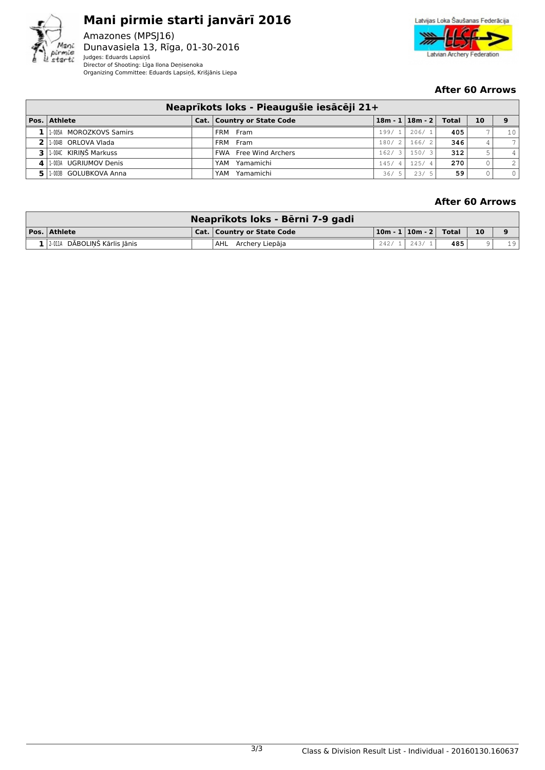# Mani pirmie starti janvārī 2016

Amazones (MPSJ16)
Dunavasiela 13, Rīga, 01-30-2016
Judges: Eduards Lapsiņš
Director of Shooting: Līga Ilona Deņisenoka
Organizing Committee: Eduards Lapsiņš, Krišjānis Liepa

**After 60 Arrows**

| Neaprīkots loks - Pieaugušie iesācēji 21+ | | | | | | | | |
|---|---|---|---|---|---|---|---|---|
| **Pos.** | **Athlete** | **Cat.** | **Country or State Code** | **18m - 1** | **18m - 2** | **Total** | **10** | **9** |
| 1 | 1-005A MOROZKOVS Samirs | | FRM Fram | 199/ 1 | 206/ 1 | 405 | 7 | 10 |
| 2 | 1-004B ORLOVA Vlada | | FRM Fram | 180/ 2 | 166/ 2 | 346 | 4 | 7 |
| 3 | 1-004C KIRIŅŠ Markuss | | FWA Free Wind Archers | 162/ 3 | 150/ 3 | 312 | 5 | 4 |
| 4 | 1-003A UGRIUMOV Denis | | YAM Yamamichi | 145/ 4 | 125/ 4 | 270 | 0 | 2 |
| 5 | 1-003B GOLUBKOVA Anna | | YAM Yamamichi | 36/ 5 | 23/ 5 | 59 | 0 | 0 |

**After 60 Arrows**

| Neaprīkots loks - Bērni 7-9 gadi | | | | | | | | |
|---|---|---|---|---|---|---|---|---|
| **Pos.** | **Athlete** | **Cat.** | **Country or State Code** | **10m - 1** | **10m - 2** | **Total** | **10** | **9** |
| 1 | 2-011A DĀBOLIŅŠ Kārlis Jānis | | AHL Archery Liepāja | 242/ 1 | 243/ 1 | 485 | 9 | 19 |

Class & Division Result List - Individual - 20160130.160637